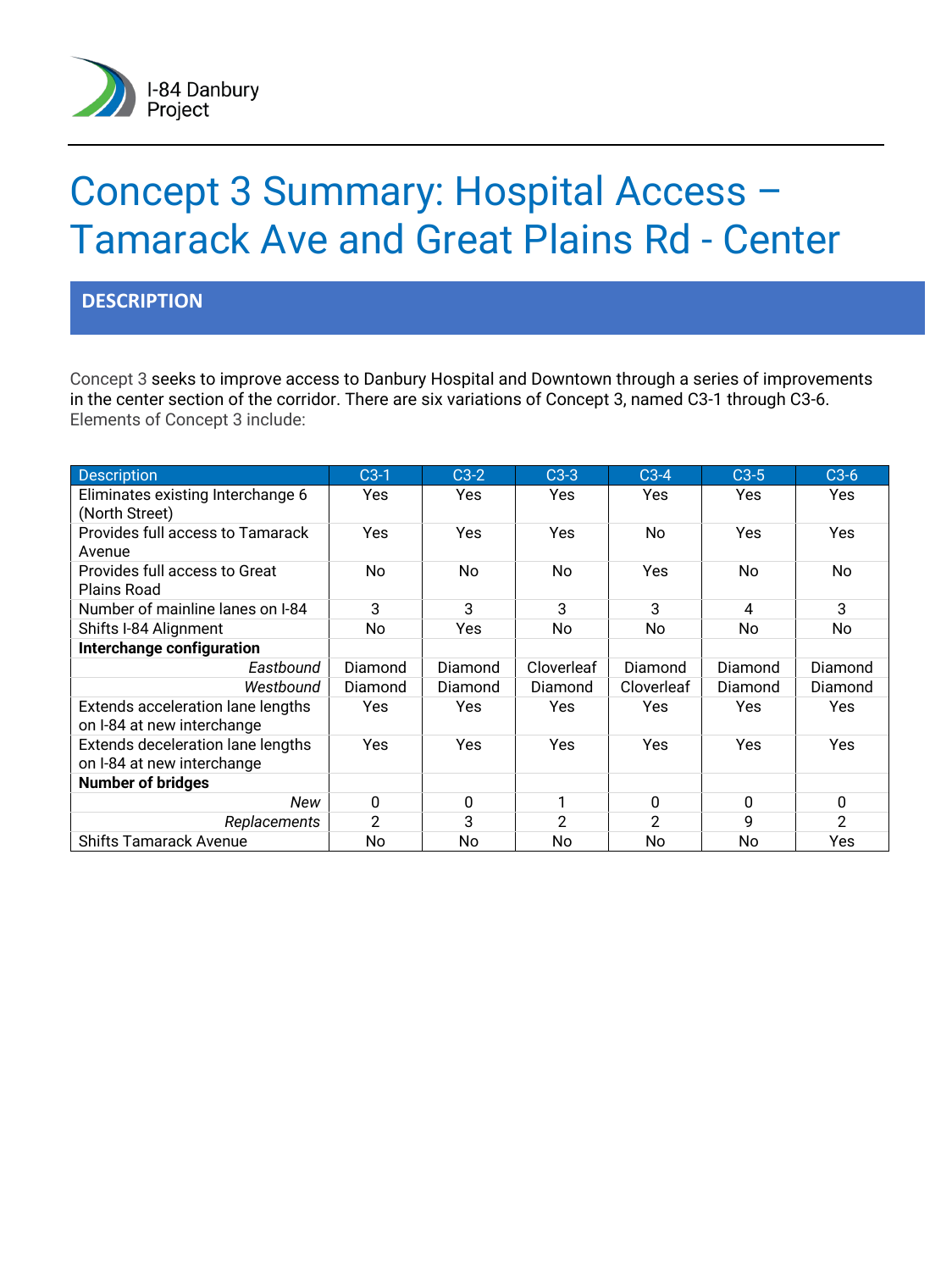I-84 Danbury Project

# Concept 3 Summary: Hospital Access – Tamarack Ave and Great Plains Rd - Center

## DESCRIPTION

Concept 3 seeks to improve access to Danbury Hospital and Downtown through a series of improvements in the center section of the corridor. There are six variations of Concept 3, named C3-1 through C3-6. Elements of Concept 3 include:

| Description | C3-1 | C3-2 | C3-3 | C3-4 | C3-5 | C3-6 |
|---|---|---|---|---|---|---|
| Eliminates existing Interchange 6 (North Street) | Yes | Yes | Yes | Yes | Yes | Yes |
| Provides full access to Tamarack Avenue | Yes | Yes | Yes | No | Yes | Yes |
| Provides full access to Great Plains Road | No | No | No | Yes | No | No |
| Number of mainline lanes on I-84 | 3 | 3 | 3 | 3 | 4 | 3 |
| Shifts I-84 Alignment | No | Yes | No | No | No | No |
| **Interchange configuration** | | | | | | |
| *Eastbound* | Diamond | Diamond | Cloverleaf | Diamond | Diamond | Diamond |
| *Westbound* | Diamond | Diamond | Diamond | Cloverleaf | Diamond | Diamond |
| Extends acceleration lane lengths on I-84 at new interchange | Yes | Yes | Yes | Yes | Yes | Yes |
| Extends deceleration lane lengths on I-84 at new interchange | Yes | Yes | Yes | Yes | Yes | Yes |
| **Number of bridges** | | | | | | |
| *New* | 0 | 0 | 1 | 0 | 0 | 0 |
| *Replacements* | 2 | 3 | 2 | 2 | 9 | 2 |
| Shifts Tamarack Avenue | No | No | No | No | No | Yes |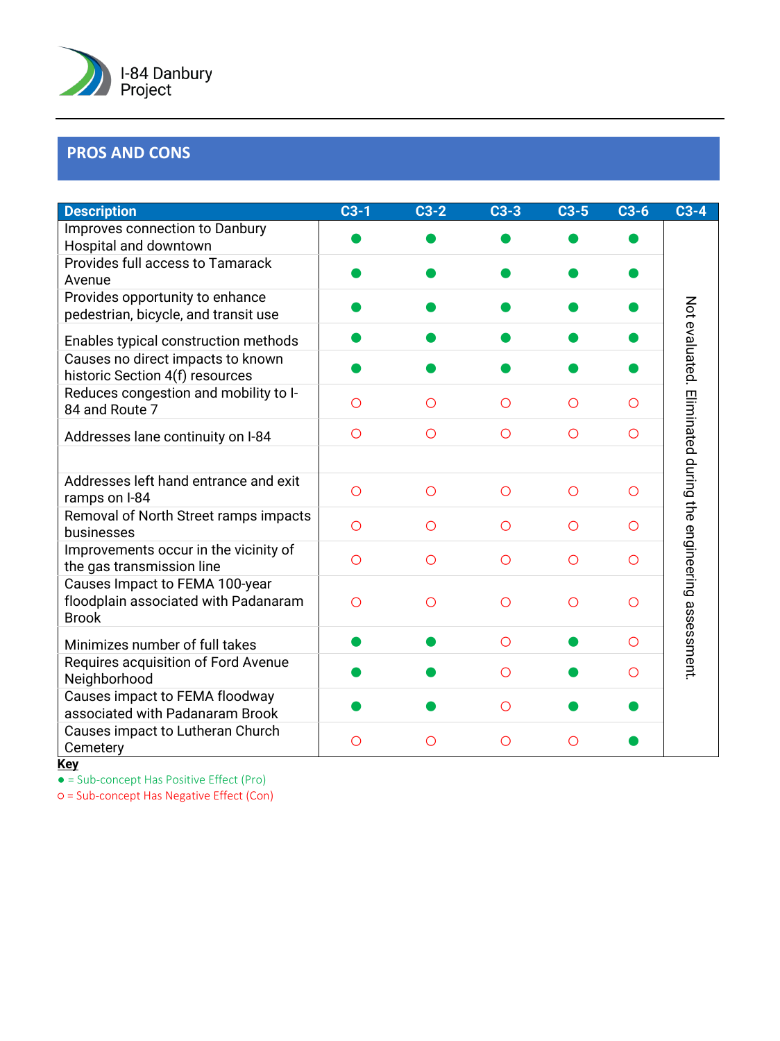## PROS AND CONS

| Description | C3-1 | C3-2 | C3-3 | C3-5 | C3-6 | C3-4 |
|---|---|---|---|---|---|---|
| Improves connection to Danbury Hospital and downtown | ● | ● | ● | ● | ● | Not evaluated. Eliminated during the engineering assessment. |
| Provides full access to Tamarack Avenue | ● | ● | ● | ● | ● | |
| Provides opportunity to enhance pedestrian, bicycle, and transit use | ● | ● | ● | ● | ● | |
| Enables typical construction methods | ● | ● | ● | ● | ● | |
| Causes no direct impacts to known historic Section 4(f) resources | ● | ● | ● | ● | ● | |
| Reduces congestion and mobility to I-84 and Route 7 | ○ | ○ | ○ | ○ | ○ | |
| Addresses lane continuity on I-84 | ○ | ○ | ○ | ○ | ○ | |
| | | | | | | |
| Addresses left hand entrance and exit ramps on I-84 | ○ | ○ | ○ | ○ | ○ | |
| Removal of North Street ramps impacts businesses | ○ | ○ | ○ | ○ | ○ | |
| Improvements occur in the vicinity of the gas transmission line | ○ | ○ | ○ | ○ | ○ | |
| Causes Impact to FEMA 100-year floodplain associated with Padanaram Brook | ○ | ○ | ○ | ○ | ○ | |
| Minimizes number of full takes | ● | ● | ○ | ● | ○ | |
| Requires acquisition of Ford Avenue Neighborhood | ● | ● | ○ | ● | ○ | |
| Causes impact to FEMA floodway associated with Padanaram Brook | ● | ● | ○ | ● | ● | |
| Causes impact to Lutheran Church Cemetery | ○ | ○ | ○ | ○ | ● | |

**Key**

● = Sub-concept Has Positive Effect (Pro)

○ = Sub-concept Has Negative Effect (Con)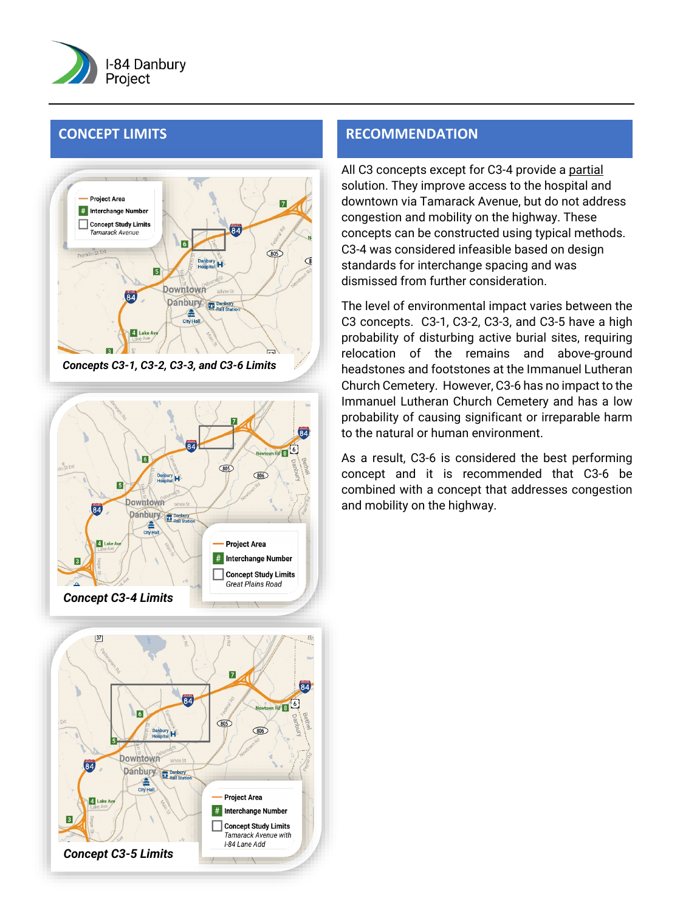# I-84 Danbury Project

## CONCEPT LIMITS

Project Area
Interchange Number
Concept Study Limits
Tamarack Avenue

*Concepts C3-1, C3-2, C3-3, and C3-6 Limits*

Project Area
Interchange Number
Concept Study Limits
Great Plains Road

*Concept C3-4 Limits*

Project Area
Interchange Number
Concept Study Limits
Tamarack Avenue with I-84 Lane Add

*Concept C3-5 Limits*

## RECOMMENDATION

All C3 concepts except for C3-4 provide a partial solution. They improve access to the hospital and downtown via Tamarack Avenue, but do not address congestion and mobility on the highway. These concepts can be constructed using typical methods. C3-4 was considered infeasible based on design standards for interchange spacing and was dismissed from further consideration.

The level of environmental impact varies between the C3 concepts. C3-1, C3-2, C3-3, and C3-5 have a high probability of disturbing active burial sites, requiring relocation of the remains and above-ground headstones and footstones at the Immanuel Lutheran Church Cemetery. However, C3-6 has no impact to the Immanuel Lutheran Church Cemetery and has a low probability of causing significant or irreparable harm to the natural or human environment.

As a result, C3-6 is considered the best performing concept and it is recommended that C3-6 be combined with a concept that addresses congestion and mobility on the highway.